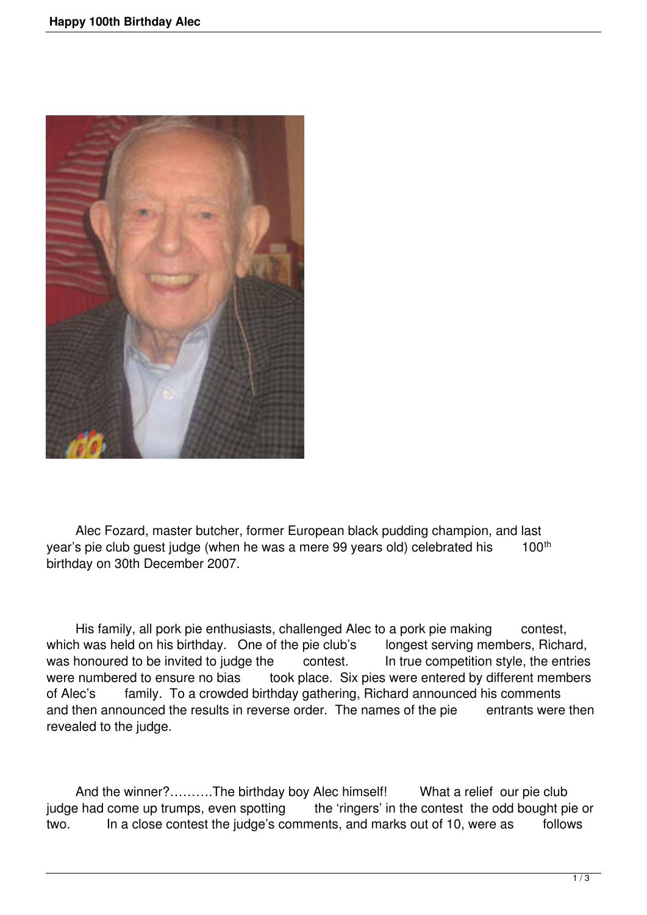# Happy 100th Birthday Alec

Alec Fozard, master butcher, former European black pudding champion, and last year's pie club guest judge (when he was a mere 99 years old) celebrated his 100th birthday on 30th December 2007.

His family, all pork pie enthusiasts, challenged Alec to a pork pie making contest, which was held on his birthday. One of the pie club's longest serving members, Richard, was honoured to be invited to judge the contest. In true competition style, the entries were numbered to ensure no bias took place. Six pies were entered by different members of Alec's family. To a crowded birthday gathering, Richard announced his comments and then announced the results in reverse order. The names of the pie entrants were then revealed to the judge.

And the winner?……….The birthday boy Alec himself! What a relief our pie club judge had come up trumps, even spotting the 'ringers' in the contest the odd bought pie or two. In a close contest the judge's comments, and marks out of 10, were as follows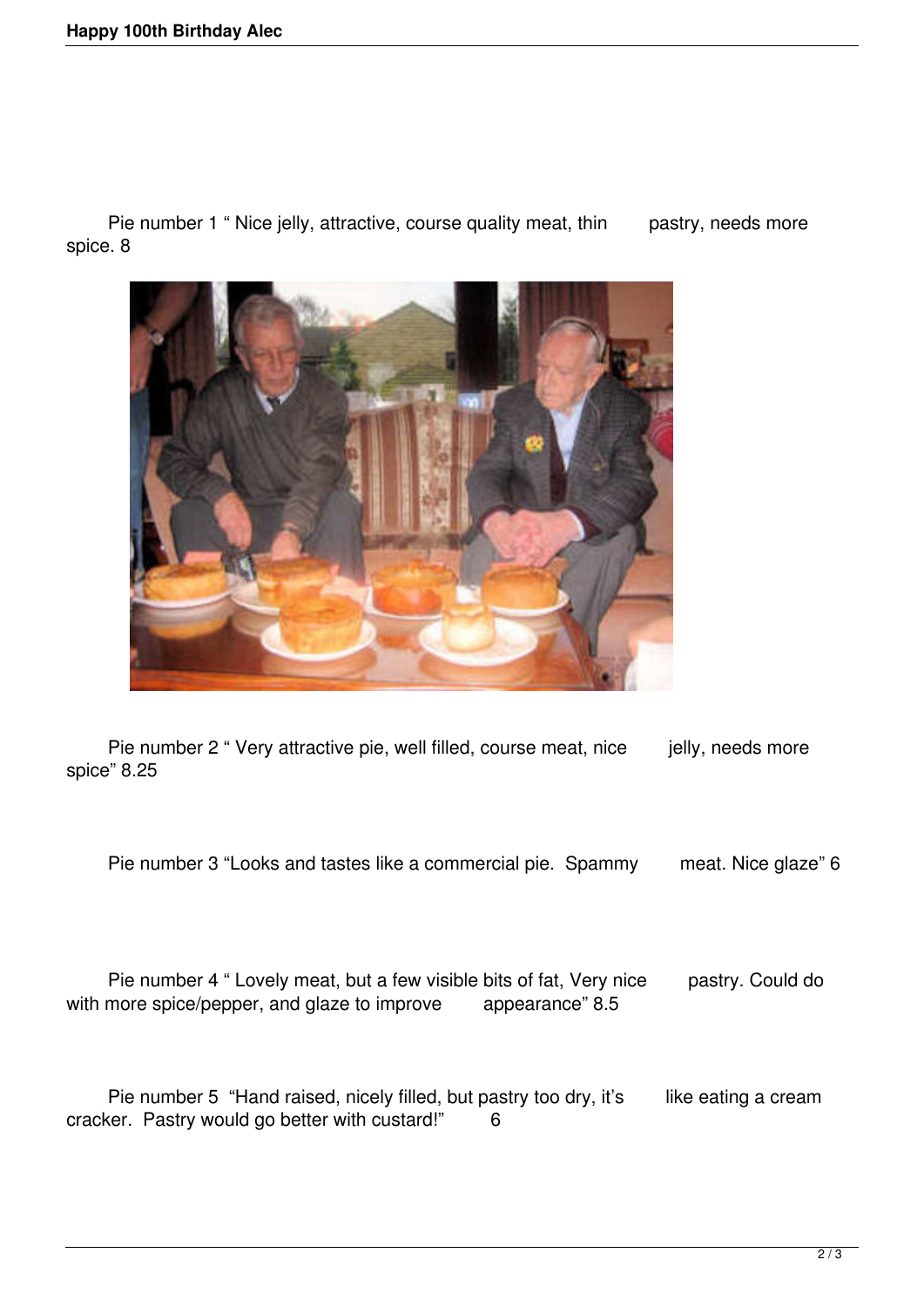Pie number 1 " Nice jelly, attractive, course quality meat, thin pastry, needs more spice. 8

Pie number 2 " Very attractive pie, well filled, course meat, nice jelly, needs more spice" 8.25

Pie number 3 "Looks and tastes like a commercial pie. Spammy meat. Nice glaze" 6

Pie number 4 " Lovely meat, but a few visible bits of fat, Very nice pastry. Could do with more spice/pepper, and glaze to improve appearance" 8.5

Pie number 5 "Hand raised, nicely filled, but pastry too dry, it's like eating a cream cracker. Pastry would go better with custard!" 6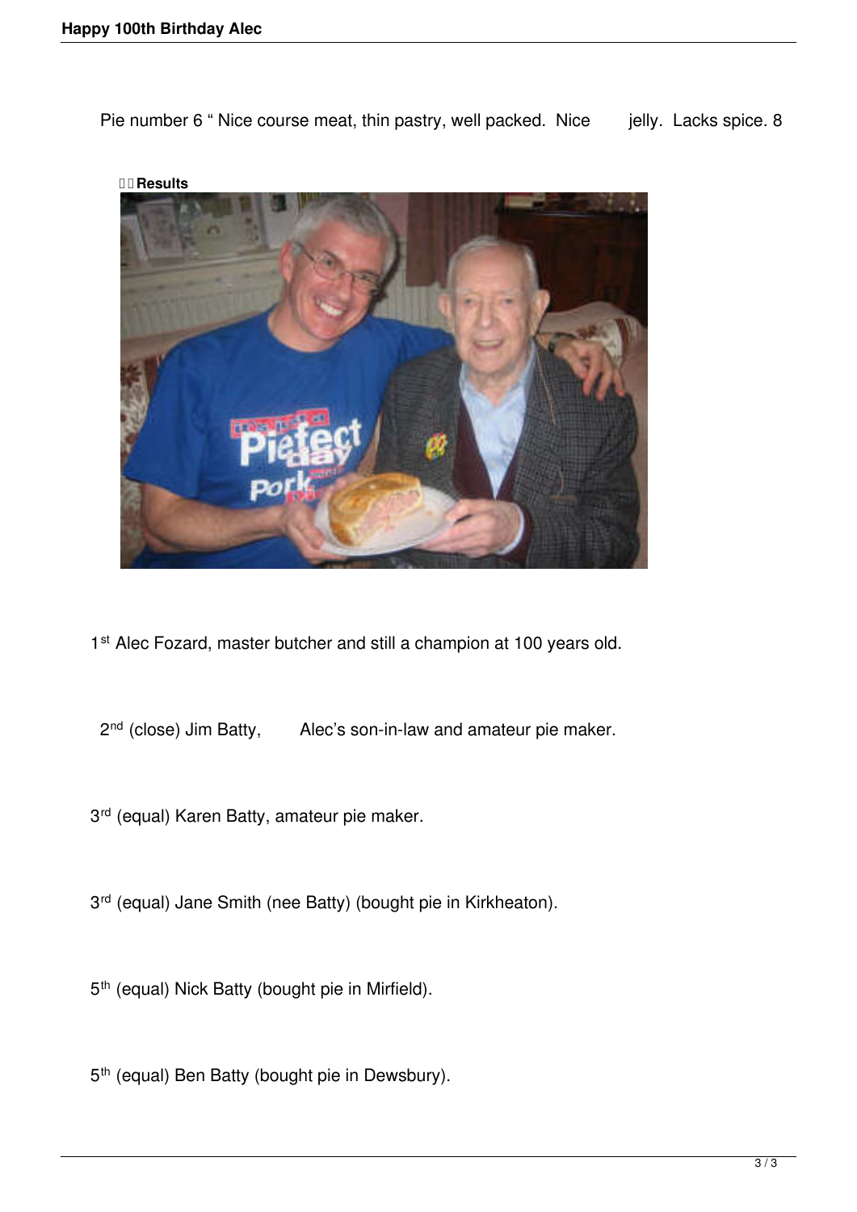Pie number 6 " Nice course meat, thin pastry, well packed. Nice jelly. Lacks spice. 8

**Results**

1st Alec Fozard, master butcher and still a champion at 100 years old.

2nd (close) Jim Batty, Alec's son-in-law and amateur pie maker.

3rd (equal) Karen Batty, amateur pie maker.

3rd (equal) Jane Smith (nee Batty) (bought pie in Kirkheaton).

5th (equal) Nick Batty (bought pie in Mirfield).

5th (equal) Ben Batty (bought pie in Dewsbury).